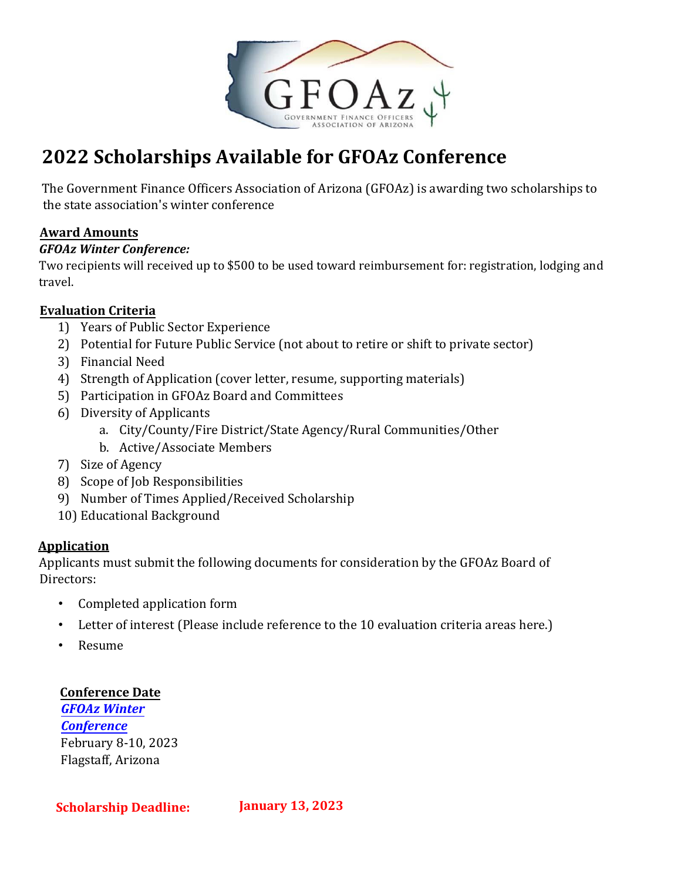# 2022 Scholarships Available for GFOAz Conference

The Government Finance Officers Association of Arizona (GFOAz) is awarding two scholarships to the state association's winter conference

## Award Amounts

***GFOAz Winter Conference:***

Two recipients will received up to $500 to be used toward reimbursement for: registration, lodging and travel.

## Evaluation Criteria

1) Years of Public Sector Experience
2) Potential for Future Public Service (not about to retire or shift to private sector)
3) Financial Need
4) Strength of Application (cover letter, resume, supporting materials)
5) Participation in GFOAz Board and Committees
6) Diversity of Applicants
    a. City/County/Fire District/State Agency/Rural Communities/Other
    b. Active/Associate Members
7) Size of Agency
8) Scope of Job Responsibilities
9) Number of Times Applied/Received Scholarship
10) Educational Background

## Application

Applicants must submit the following documents for consideration by the GFOAz Board of Directors:

- Completed application form
- Letter of interest (Please include reference to the 10 evaluation criteria areas here.)
- Resume

## Conference Date

***GFOAz Winter Conference***
February 8-10, 2023
Flagstaff, Arizona

**Scholarship Deadline: January 13, 2023**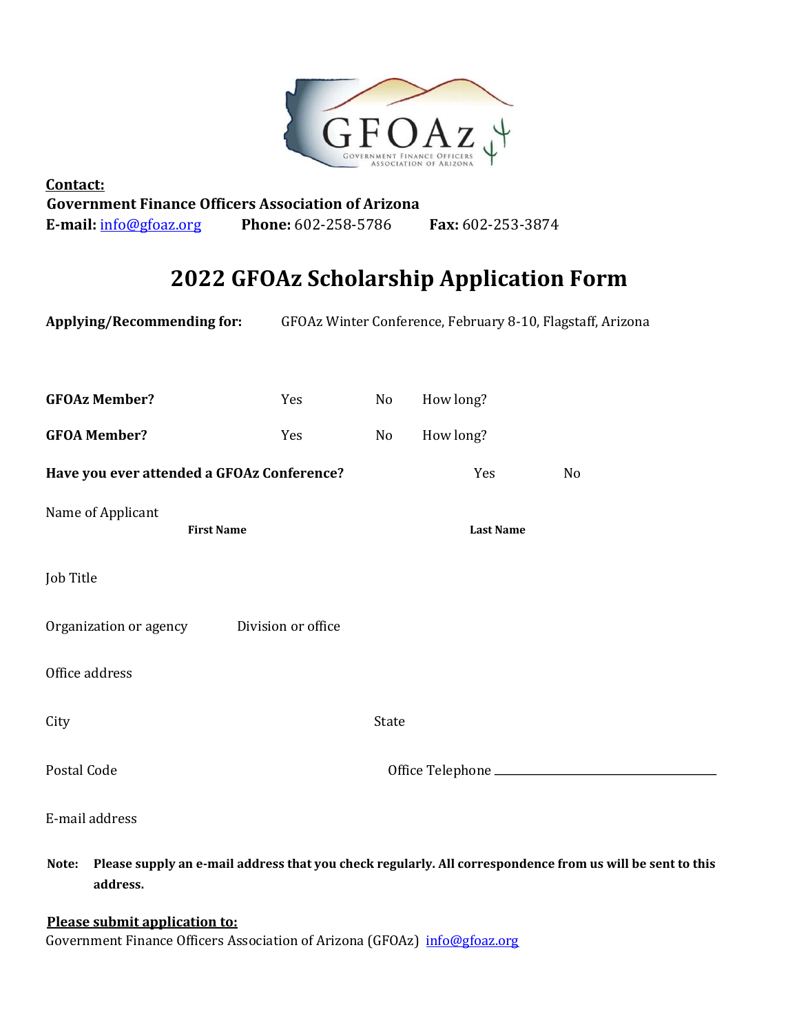**Contact:**
**Government Finance Officers Association of Arizona**
**E-mail:** info@gfoaz.org **Phone:** 602-258-5786 **Fax:** 602-253-3874

# 2022 GFOAz Scholarship Application Form

**Applying/Recommending for:** GFOAz Winter Conference, February 8-10, Flagstaff, Arizona

**GFOAz Member?** Yes No How long?

**GFOA Member?** Yes No How long?

**Have you ever attended a GFOAz Conference?** Yes No

Name of Applicant
**First Name** **Last Name**

Job Title

Organization or agency Division or office

Office address

City State

Postal Code Office Telephone ______________________

E-mail address

**Note:** **Please supply an e-mail address that you check regularly. All correspondence from us will be sent to this address.**

**Please submit application to:**
Government Finance Officers Association of Arizona (GFOAz) info@gfoaz.org